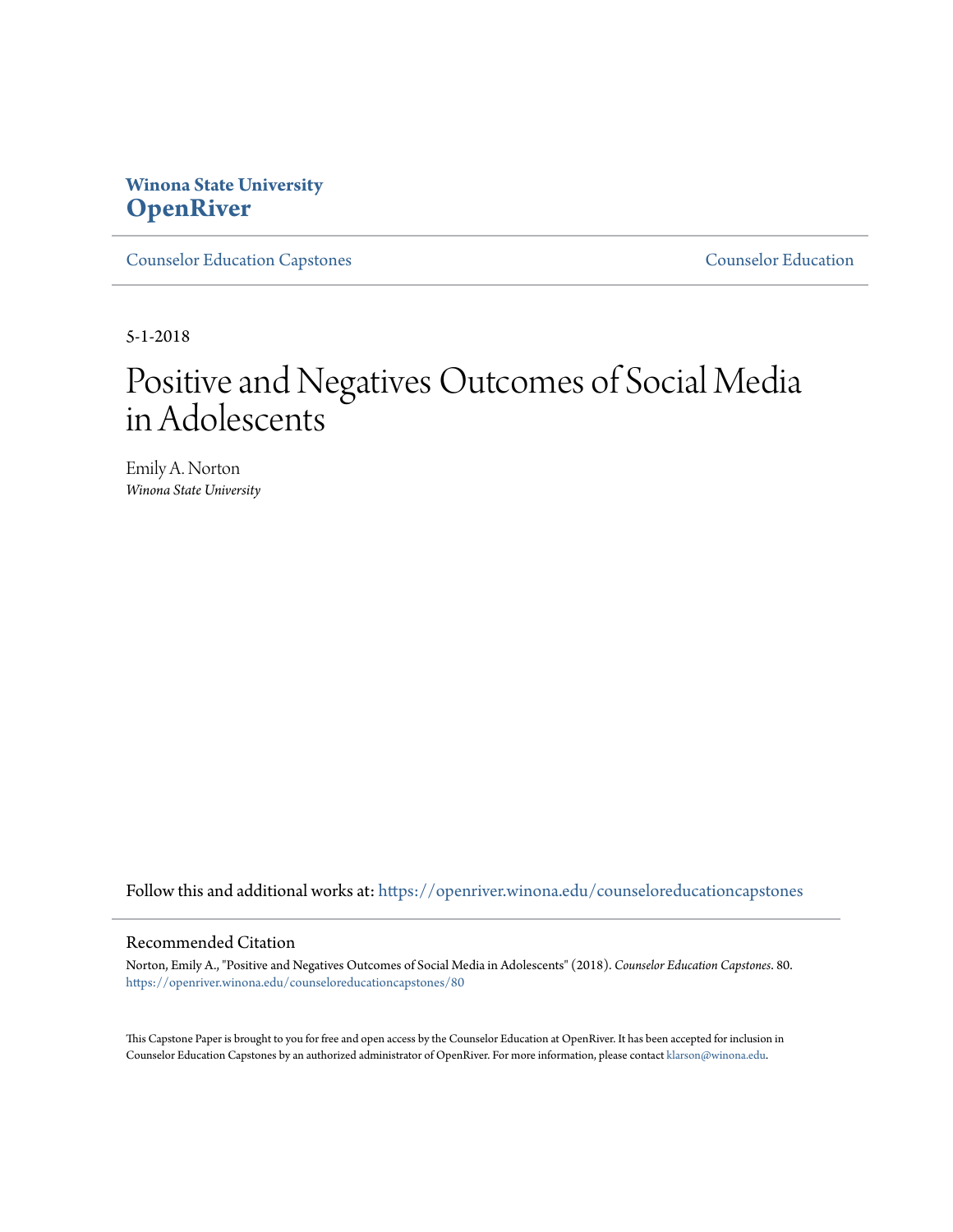Winona State University
**OpenRiver**

Counselor Education Capstones — Counselor Education

5-1-2018

# Positive and Negatives Outcomes of Social Media in Adolescents

Emily A. Norton
*Winona State University*

Follow this and additional works at: https://openriver.winona.edu/counseloreducationcapstones

## Recommended Citation

Norton, Emily A., "Positive and Negatives Outcomes of Social Media in Adolescents" (2018). *Counselor Education Capstones*. 80.
https://openriver.winona.edu/counseloreducationcapstones/80

This Capstone Paper is brought to you for free and open access by the Counselor Education at OpenRiver. It has been accepted for inclusion in Counselor Education Capstones by an authorized administrator of OpenRiver. For more information, please contact klarson@winona.edu.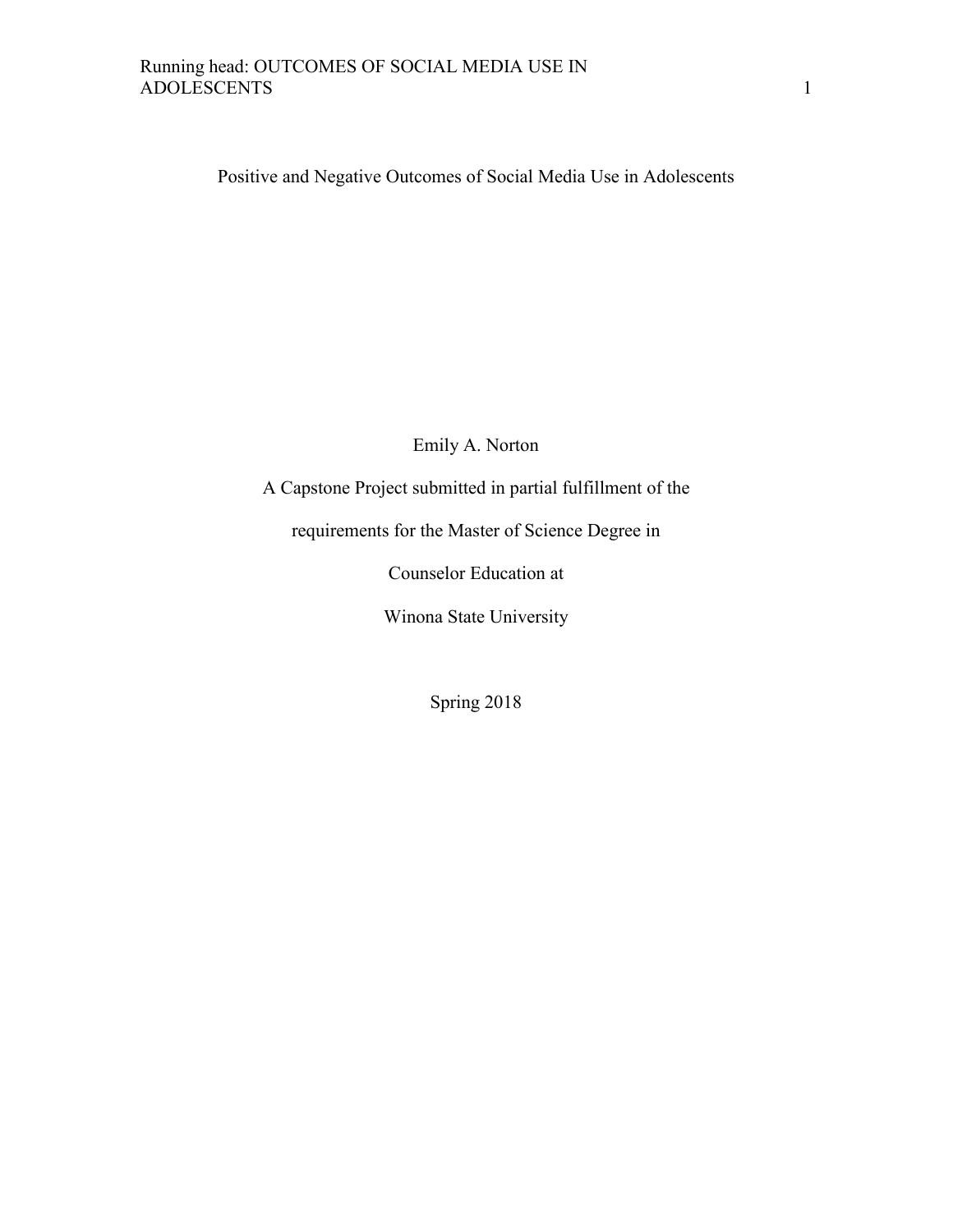# Positive and Negative Outcomes of Social Media Use in Adolescents

Emily A. Norton

A Capstone Project submitted in partial fulfillment of the

requirements for the Master of Science Degree in

Counselor Education at

Winona State University

Spring 2018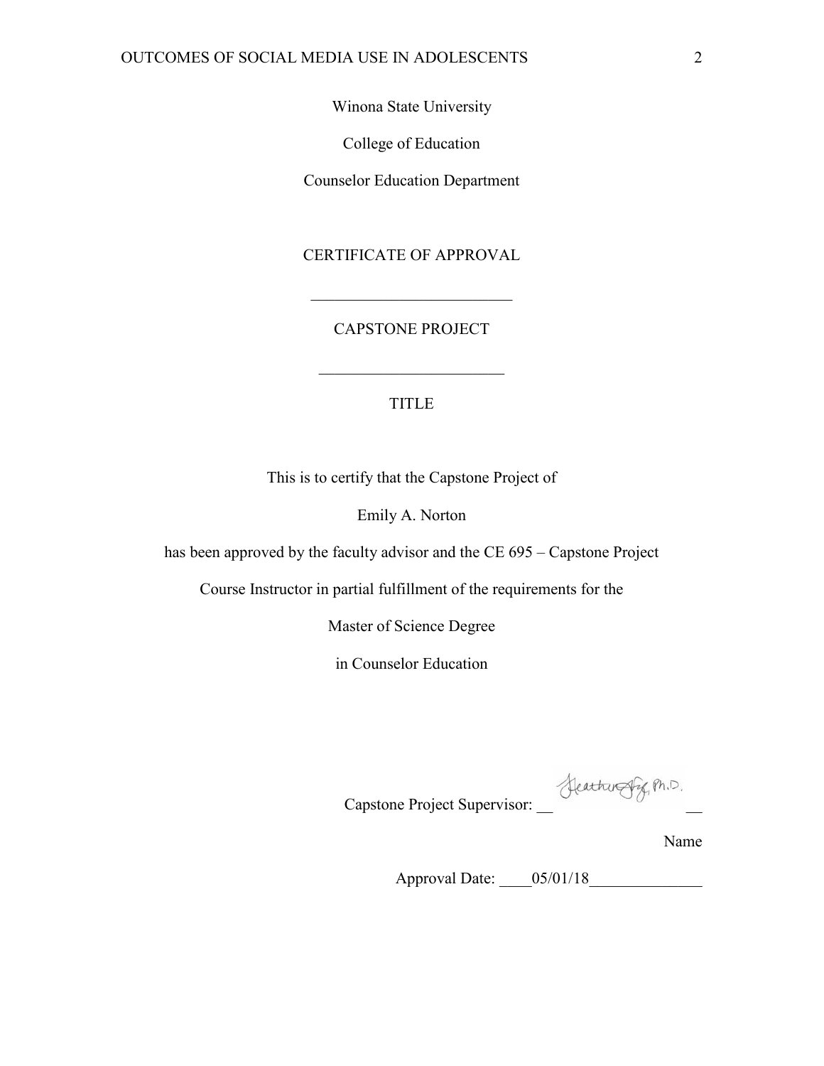Winona State University

College of Education

Counselor Education Department

CERTIFICATE OF APPROVAL

________________________

CAPSTONE PROJECT

______________________

TITLE

This is to certify that the Capstone Project of

Emily A. Norton

has been approved by the faculty advisor and the CE 695 – Capstone Project

Course Instructor in partial fulfillment of the requirements for the

Master of Science Degree

in Counselor Education

Capstone Project Supervisor: __ Heather Fox, Ph.D. __

Name

Approval Date: ____05/01/18______________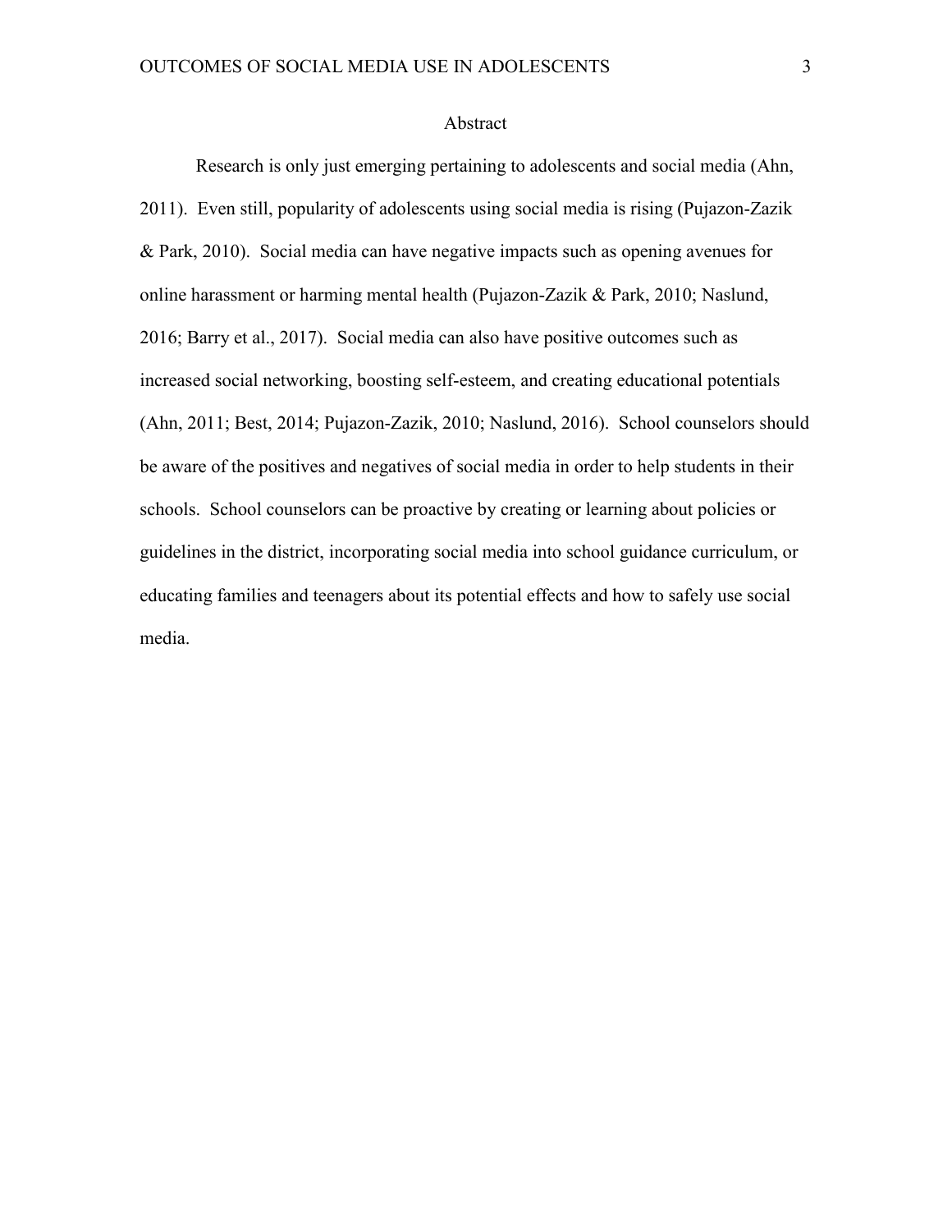# Abstract

Research is only just emerging pertaining to adolescents and social media (Ahn, 2011). Even still, popularity of adolescents using social media is rising (Pujazon-Zazik & Park, 2010). Social media can have negative impacts such as opening avenues for online harassment or harming mental health (Pujazon-Zazik & Park, 2010; Naslund, 2016; Barry et al., 2017). Social media can also have positive outcomes such as increased social networking, boosting self-esteem, and creating educational potentials (Ahn, 2011; Best, 2014; Pujazon-Zazik, 2010; Naslund, 2016). School counselors should be aware of the positives and negatives of social media in order to help students in their schools. School counselors can be proactive by creating or learning about policies or guidelines in the district, incorporating social media into school guidance curriculum, or educating families and teenagers about its potential effects and how to safely use social media.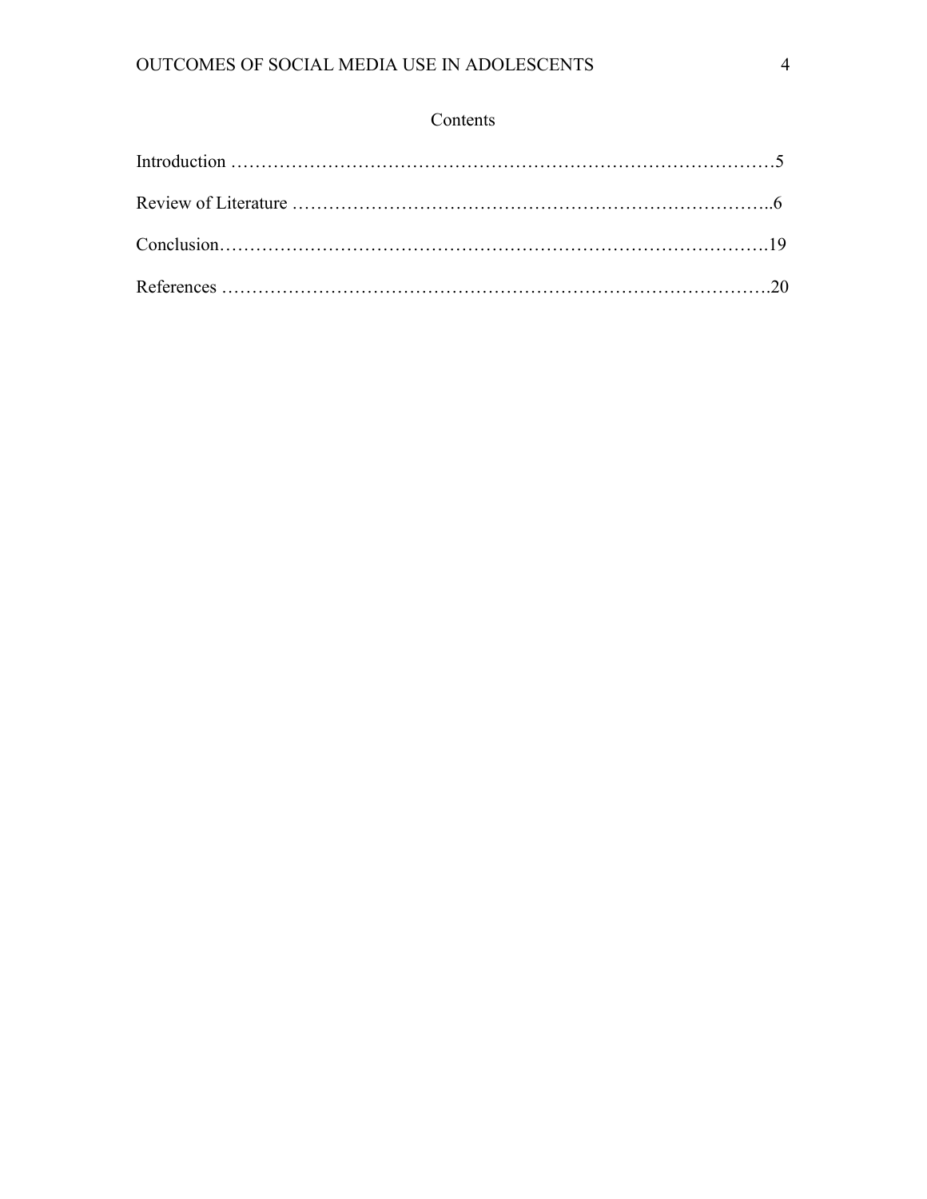# Contents

Introduction ……………………………………………………………………………5

Review of Literature …………………………………………………………………..6

Conclusion…………………………………………………………………………….19

References …………………………………………………………………………….20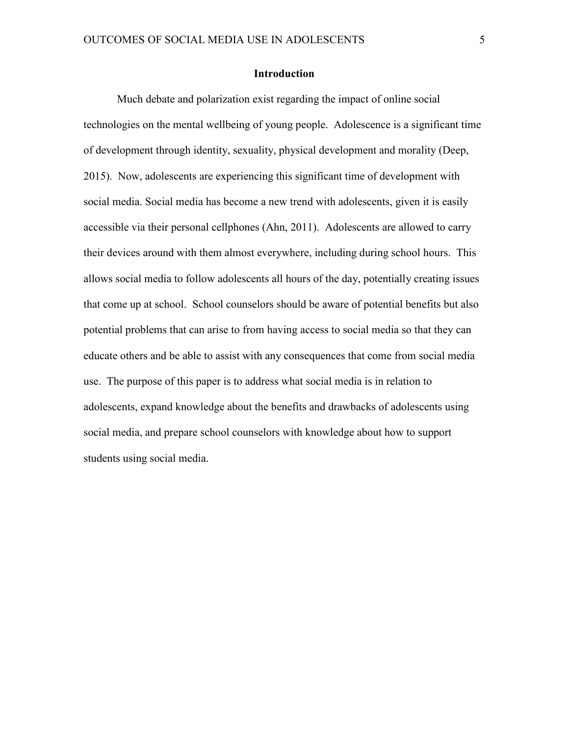## Introduction

Much debate and polarization exist regarding the impact of online social technologies on the mental wellbeing of young people. Adolescence is a significant time of development through identity, sexuality, physical development and morality (Deep, 2015). Now, adolescents are experiencing this significant time of development with social media. Social media has become a new trend with adolescents, given it is easily accessible via their personal cellphones (Ahn, 2011). Adolescents are allowed to carry their devices around with them almost everywhere, including during school hours. This allows social media to follow adolescents all hours of the day, potentially creating issues that come up at school. School counselors should be aware of potential benefits but also potential problems that can arise to from having access to social media so that they can educate others and be able to assist with any consequences that come from social media use. The purpose of this paper is to address what social media is in relation to adolescents, expand knowledge about the benefits and drawbacks of adolescents using social media, and prepare school counselors with knowledge about how to support students using social media.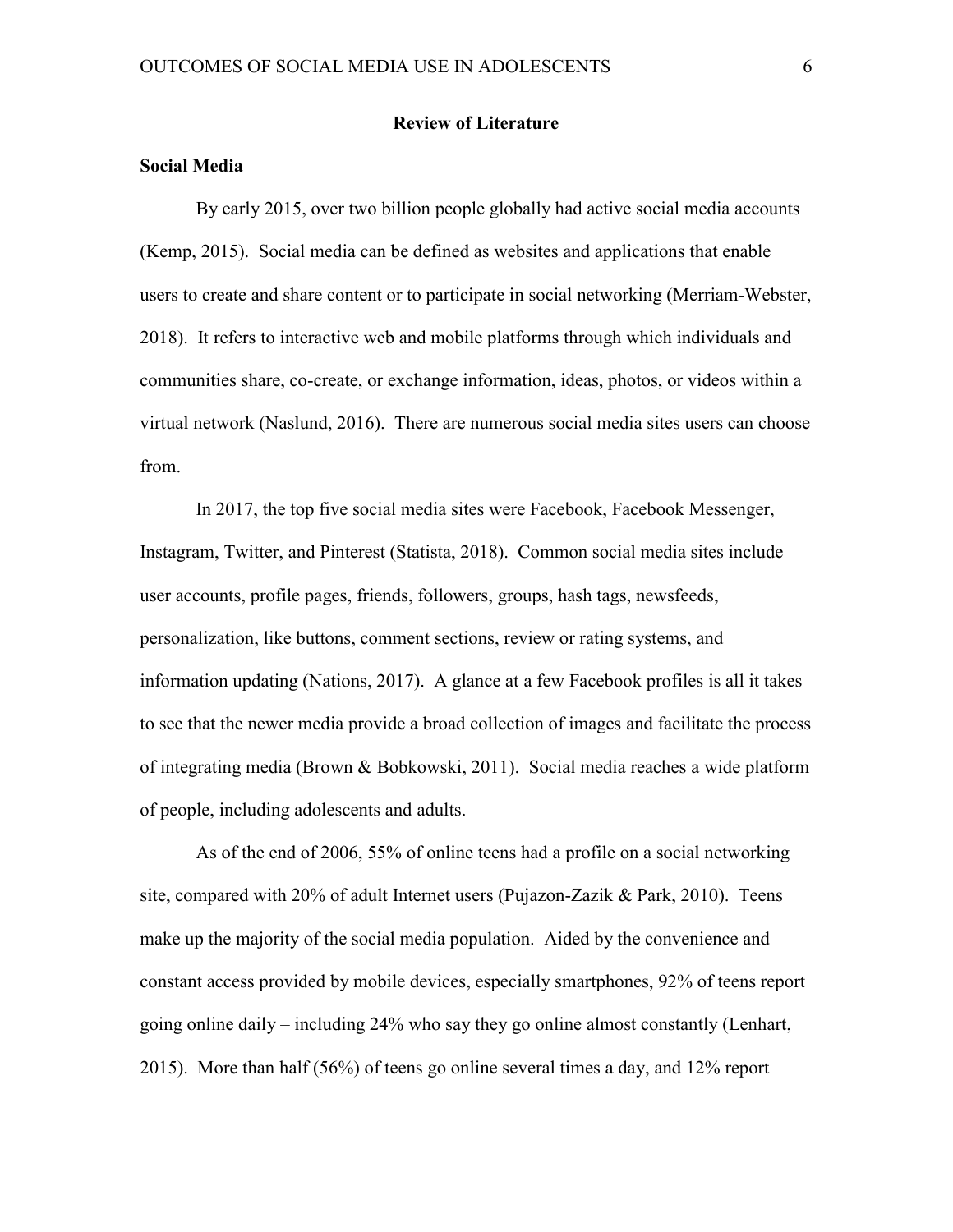## Review of Literature

### Social Media

By early 2015, over two billion people globally had active social media accounts (Kemp, 2015). Social media can be defined as websites and applications that enable users to create and share content or to participate in social networking (Merriam-Webster, 2018). It refers to interactive web and mobile platforms through which individuals and communities share, co-create, or exchange information, ideas, photos, or videos within a virtual network (Naslund, 2016). There are numerous social media sites users can choose from.

In 2017, the top five social media sites were Facebook, Facebook Messenger, Instagram, Twitter, and Pinterest (Statista, 2018). Common social media sites include user accounts, profile pages, friends, followers, groups, hash tags, newsfeeds, personalization, like buttons, comment sections, review or rating systems, and information updating (Nations, 2017). A glance at a few Facebook profiles is all it takes to see that the newer media provide a broad collection of images and facilitate the process of integrating media (Brown & Bobkowski, 2011). Social media reaches a wide platform of people, including adolescents and adults.

As of the end of 2006, 55% of online teens had a profile on a social networking site, compared with 20% of adult Internet users (Pujazon-Zazik & Park, 2010). Teens make up the majority of the social media population. Aided by the convenience and constant access provided by mobile devices, especially smartphones, 92% of teens report going online daily – including 24% who say they go online almost constantly (Lenhart, 2015). More than half (56%) of teens go online several times a day, and 12% report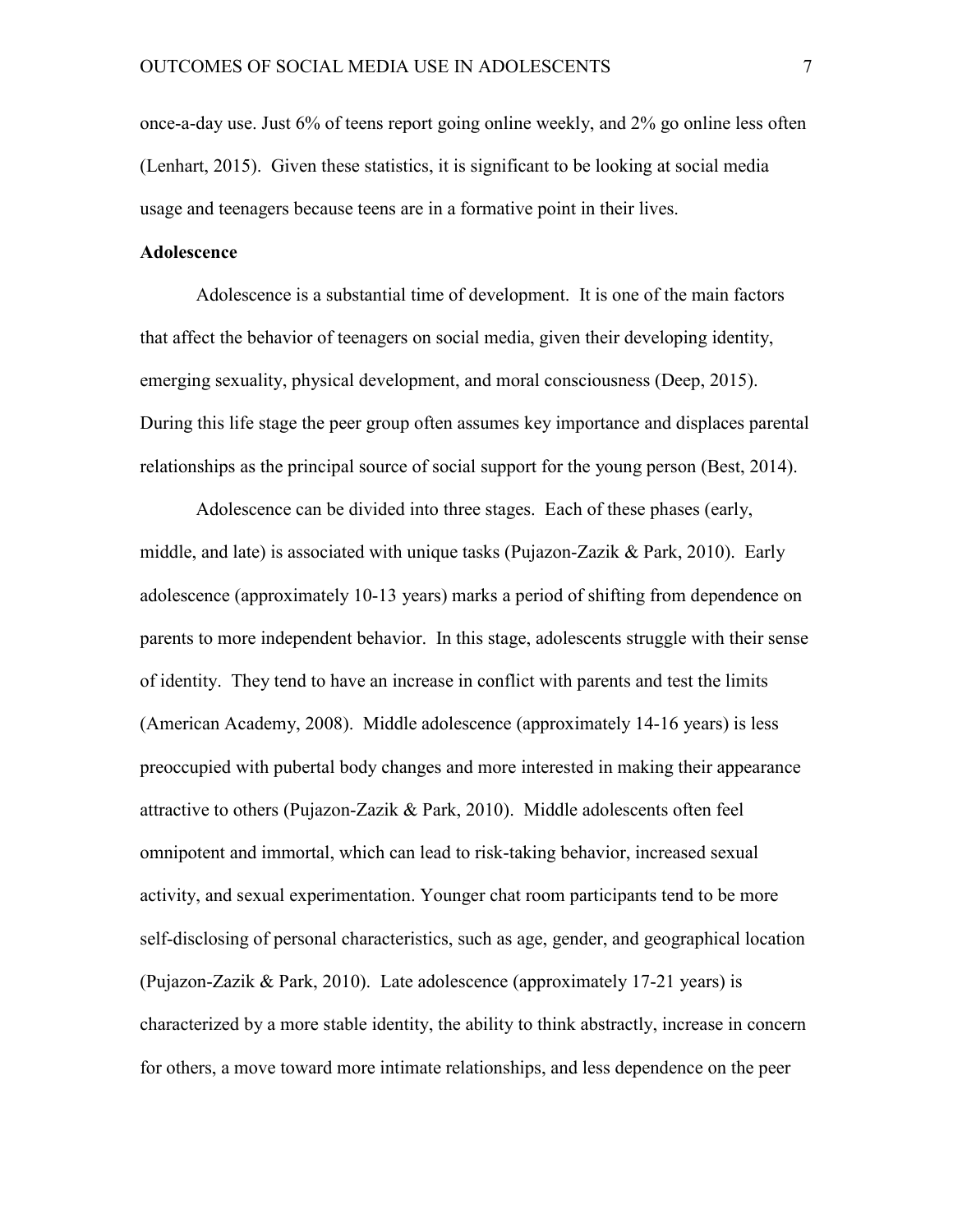once-a-day use. Just 6% of teens report going online weekly, and 2% go online less often (Lenhart, 2015). Given these statistics, it is significant to be looking at social media usage and teenagers because teens are in a formative point in their lives.

**Adolescence**

Adolescence is a substantial time of development. It is one of the main factors that affect the behavior of teenagers on social media, given their developing identity, emerging sexuality, physical development, and moral consciousness (Deep, 2015). During this life stage the peer group often assumes key importance and displaces parental relationships as the principal source of social support for the young person (Best, 2014).

Adolescence can be divided into three stages. Each of these phases (early, middle, and late) is associated with unique tasks (Pujazon-Zazik & Park, 2010). Early adolescence (approximately 10-13 years) marks a period of shifting from dependence on parents to more independent behavior. In this stage, adolescents struggle with their sense of identity. They tend to have an increase in conflict with parents and test the limits (American Academy, 2008). Middle adolescence (approximately 14-16 years) is less preoccupied with pubertal body changes and more interested in making their appearance attractive to others (Pujazon-Zazik & Park, 2010). Middle adolescents often feel omnipotent and immortal, which can lead to risk-taking behavior, increased sexual activity, and sexual experimentation. Younger chat room participants tend to be more self-disclosing of personal characteristics, such as age, gender, and geographical location (Pujazon-Zazik & Park, 2010). Late adolescence (approximately 17-21 years) is characterized by a more stable identity, the ability to think abstractly, increase in concern for others, a move toward more intimate relationships, and less dependence on the peer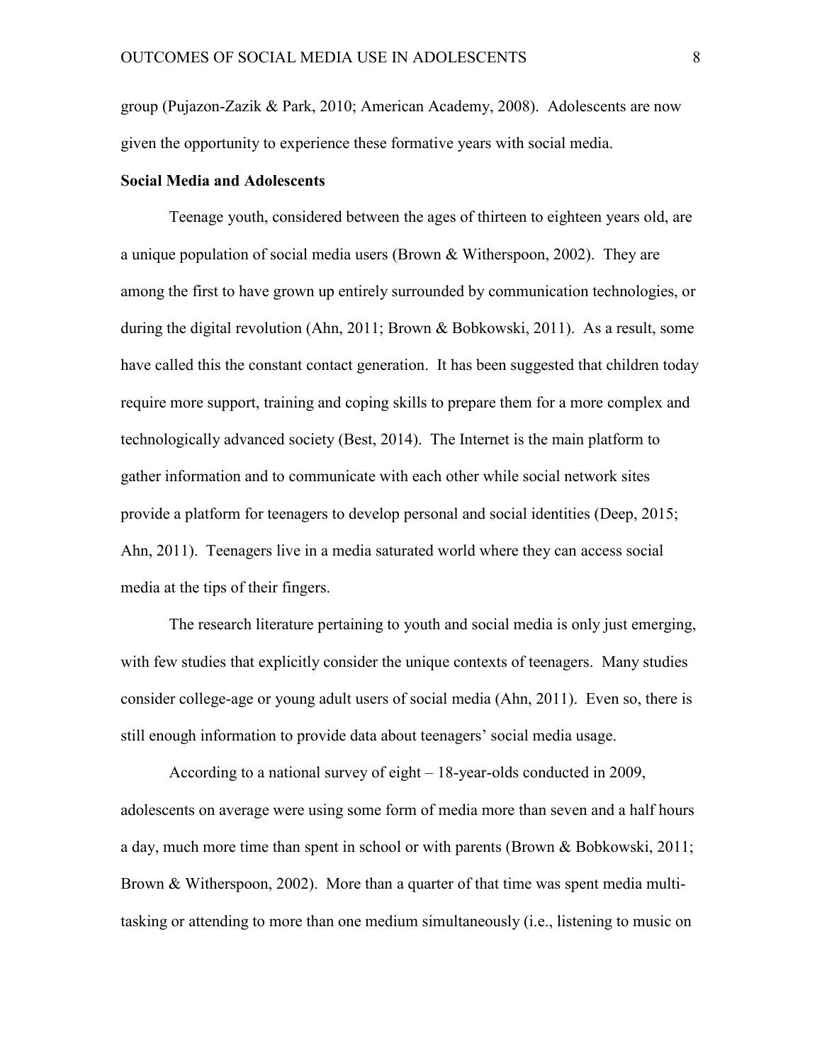group (Pujazon-Zazik & Park, 2010; American Academy, 2008). Adolescents are now given the opportunity to experience these formative years with social media.

**Social Media and Adolescents**

Teenage youth, considered between the ages of thirteen to eighteen years old, are a unique population of social media users (Brown & Witherspoon, 2002). They are among the first to have grown up entirely surrounded by communication technologies, or during the digital revolution (Ahn, 2011; Brown & Bobkowski, 2011). As a result, some have called this the constant contact generation. It has been suggested that children today require more support, training and coping skills to prepare them for a more complex and technologically advanced society (Best, 2014). The Internet is the main platform to gather information and to communicate with each other while social network sites provide a platform for teenagers to develop personal and social identities (Deep, 2015; Ahn, 2011). Teenagers live in a media saturated world where they can access social media at the tips of their fingers.

The research literature pertaining to youth and social media is only just emerging, with few studies that explicitly consider the unique contexts of teenagers. Many studies consider college-age or young adult users of social media (Ahn, 2011). Even so, there is still enough information to provide data about teenagers' social media usage.

According to a national survey of eight – 18-year-olds conducted in 2009, adolescents on average were using some form of media more than seven and a half hours a day, much more time than spent in school or with parents (Brown & Bobkowski, 2011; Brown & Witherspoon, 2002). More than a quarter of that time was spent media multi-tasking or attending to more than one medium simultaneously (i.e., listening to music on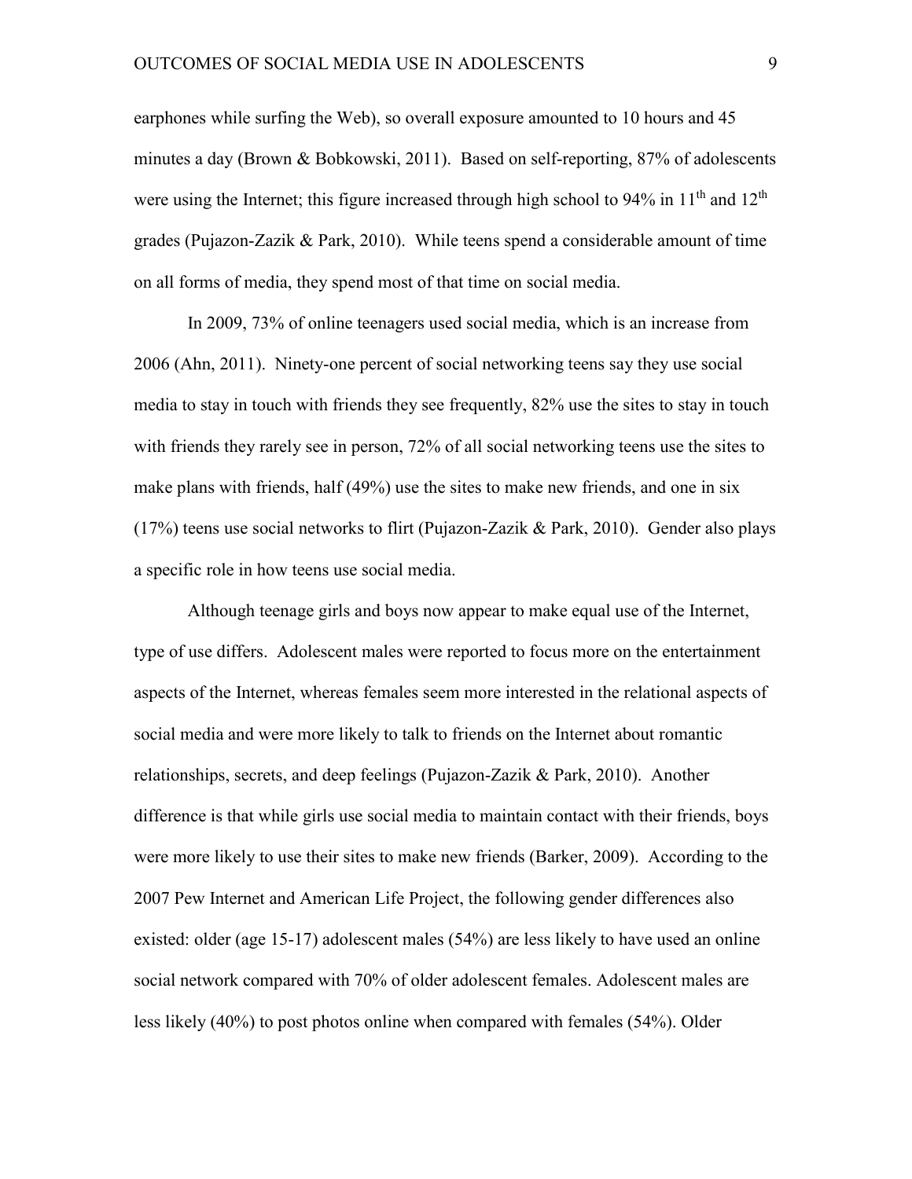earphones while surfing the Web), so overall exposure amounted to 10 hours and 45 minutes a day (Brown & Bobkowski, 2011). Based on self-reporting, 87% of adolescents were using the Internet; this figure increased through high school to 94% in 11th and 12th grades (Pujazon-Zazik & Park, 2010). While teens spend a considerable amount of time on all forms of media, they spend most of that time on social media.

In 2009, 73% of online teenagers used social media, which is an increase from 2006 (Ahn, 2011). Ninety-one percent of social networking teens say they use social media to stay in touch with friends they see frequently, 82% use the sites to stay in touch with friends they rarely see in person, 72% of all social networking teens use the sites to make plans with friends, half (49%) use the sites to make new friends, and one in six (17%) teens use social networks to flirt (Pujazon-Zazik & Park, 2010). Gender also plays a specific role in how teens use social media.

Although teenage girls and boys now appear to make equal use of the Internet, type of use differs. Adolescent males were reported to focus more on the entertainment aspects of the Internet, whereas females seem more interested in the relational aspects of social media and were more likely to talk to friends on the Internet about romantic relationships, secrets, and deep feelings (Pujazon-Zazik & Park, 2010). Another difference is that while girls use social media to maintain contact with their friends, boys were more likely to use their sites to make new friends (Barker, 2009). According to the 2007 Pew Internet and American Life Project, the following gender differences also existed: older (age 15-17) adolescent males (54%) are less likely to have used an online social network compared with 70% of older adolescent females. Adolescent males are less likely (40%) to post photos online when compared with females (54%). Older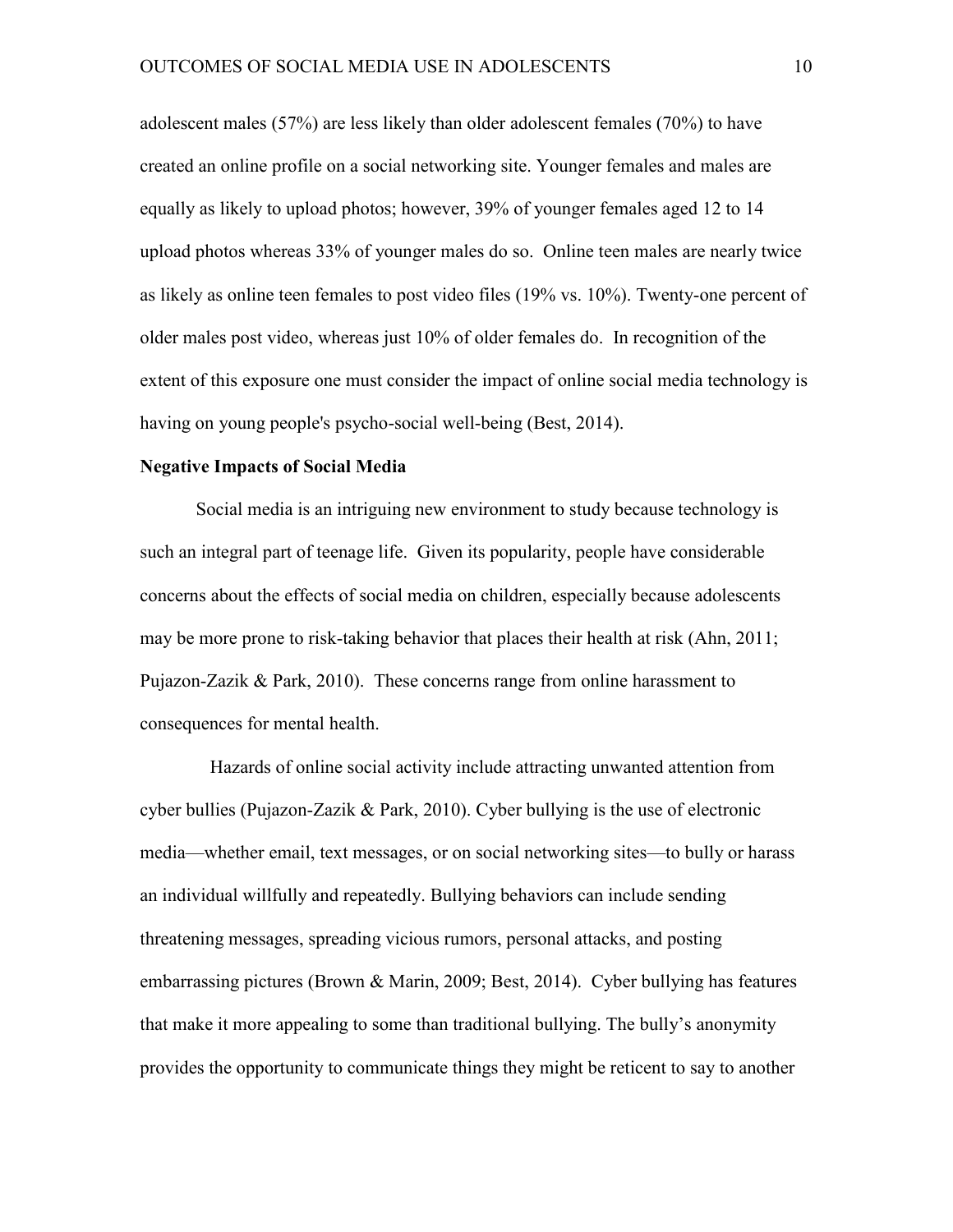adolescent males (57%) are less likely than older adolescent females (70%) to have created an online profile on a social networking site. Younger females and males are equally as likely to upload photos; however, 39% of younger females aged 12 to 14 upload photos whereas 33% of younger males do so. Online teen males are nearly twice as likely as online teen females to post video files (19% vs. 10%). Twenty-one percent of older males post video, whereas just 10% of older females do. In recognition of the extent of this exposure one must consider the impact of online social media technology is having on young people's psycho-social well-being (Best, 2014).

**Negative Impacts of Social Media**

Social media is an intriguing new environment to study because technology is such an integral part of teenage life. Given its popularity, people have considerable concerns about the effects of social media on children, especially because adolescents may be more prone to risk-taking behavior that places their health at risk (Ahn, 2011; Pujazon-Zazik & Park, 2010). These concerns range from online harassment to consequences for mental health.

Hazards of online social activity include attracting unwanted attention from cyber bullies (Pujazon-Zazik & Park, 2010). Cyber bullying is the use of electronic media—whether email, text messages, or on social networking sites—to bully or harass an individual willfully and repeatedly. Bullying behaviors can include sending threatening messages, spreading vicious rumors, personal attacks, and posting embarrassing pictures (Brown & Marin, 2009; Best, 2014). Cyber bullying has features that make it more appealing to some than traditional bullying. The bully's anonymity provides the opportunity to communicate things they might be reticent to say to another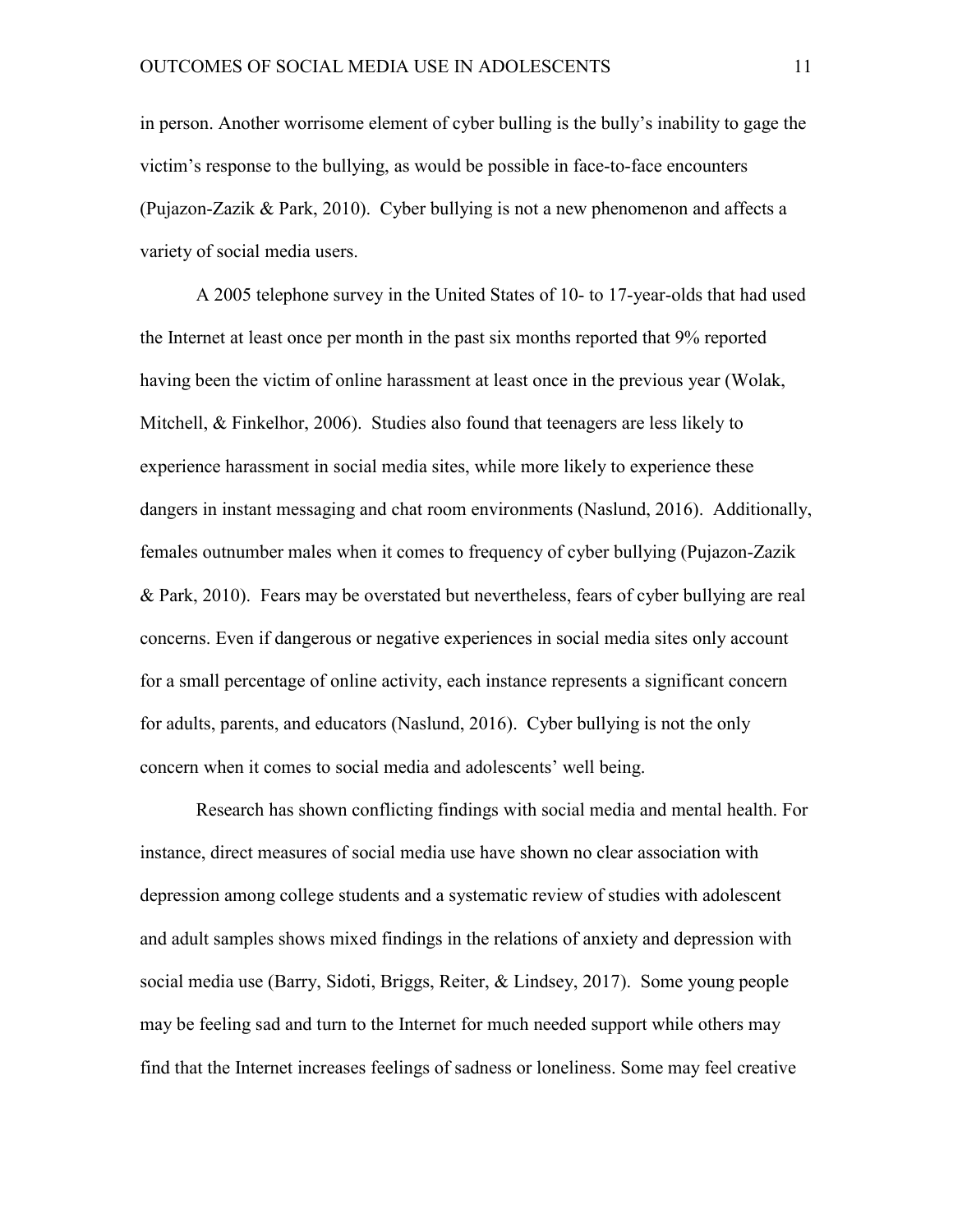in person. Another worrisome element of cyber bulling is the bully's inability to gage the victim's response to the bullying, as would be possible in face-to-face encounters (Pujazon-Zazik & Park, 2010). Cyber bullying is not a new phenomenon and affects a variety of social media users.

A 2005 telephone survey in the United States of 10- to 17-year-olds that had used the Internet at least once per month in the past six months reported that 9% reported having been the victim of online harassment at least once in the previous year (Wolak, Mitchell, & Finkelhor, 2006). Studies also found that teenagers are less likely to experience harassment in social media sites, while more likely to experience these dangers in instant messaging and chat room environments (Naslund, 2016). Additionally, females outnumber males when it comes to frequency of cyber bullying (Pujazon-Zazik & Park, 2010). Fears may be overstated but nevertheless, fears of cyber bullying are real concerns. Even if dangerous or negative experiences in social media sites only account for a small percentage of online activity, each instance represents a significant concern for adults, parents, and educators (Naslund, 2016). Cyber bullying is not the only concern when it comes to social media and adolescents' well being.

Research has shown conflicting findings with social media and mental health. For instance, direct measures of social media use have shown no clear association with depression among college students and a systematic review of studies with adolescent and adult samples shows mixed findings in the relations of anxiety and depression with social media use (Barry, Sidoti, Briggs, Reiter, & Lindsey, 2017). Some young people may be feeling sad and turn to the Internet for much needed support while others may find that the Internet increases feelings of sadness or loneliness. Some may feel creative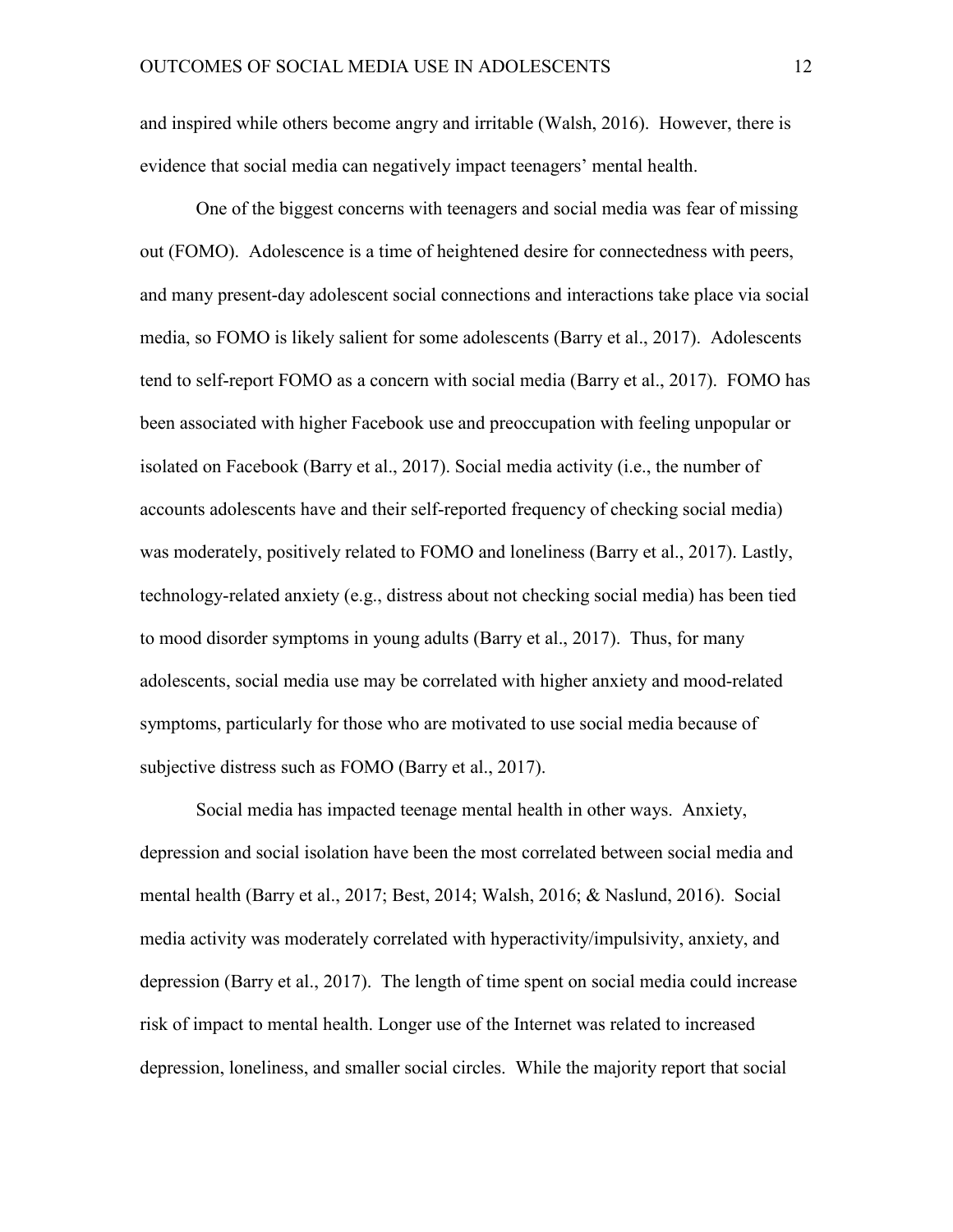and inspired while others become angry and irritable (Walsh, 2016). However, there is evidence that social media can negatively impact teenagers' mental health.

One of the biggest concerns with teenagers and social media was fear of missing out (FOMO). Adolescence is a time of heightened desire for connectedness with peers, and many present-day adolescent social connections and interactions take place via social media, so FOMO is likely salient for some adolescents (Barry et al., 2017). Adolescents tend to self-report FOMO as a concern with social media (Barry et al., 2017). FOMO has been associated with higher Facebook use and preoccupation with feeling unpopular or isolated on Facebook (Barry et al., 2017). Social media activity (i.e., the number of accounts adolescents have and their self-reported frequency of checking social media) was moderately, positively related to FOMO and loneliness (Barry et al., 2017). Lastly, technology-related anxiety (e.g., distress about not checking social media) has been tied to mood disorder symptoms in young adults (Barry et al., 2017). Thus, for many adolescents, social media use may be correlated with higher anxiety and mood-related symptoms, particularly for those who are motivated to use social media because of subjective distress such as FOMO (Barry et al., 2017).

Social media has impacted teenage mental health in other ways. Anxiety, depression and social isolation have been the most correlated between social media and mental health (Barry et al., 2017; Best, 2014; Walsh, 2016; & Naslund, 2016). Social media activity was moderately correlated with hyperactivity/impulsivity, anxiety, and depression (Barry et al., 2017). The length of time spent on social media could increase risk of impact to mental health. Longer use of the Internet was related to increased depression, loneliness, and smaller social circles. While the majority report that social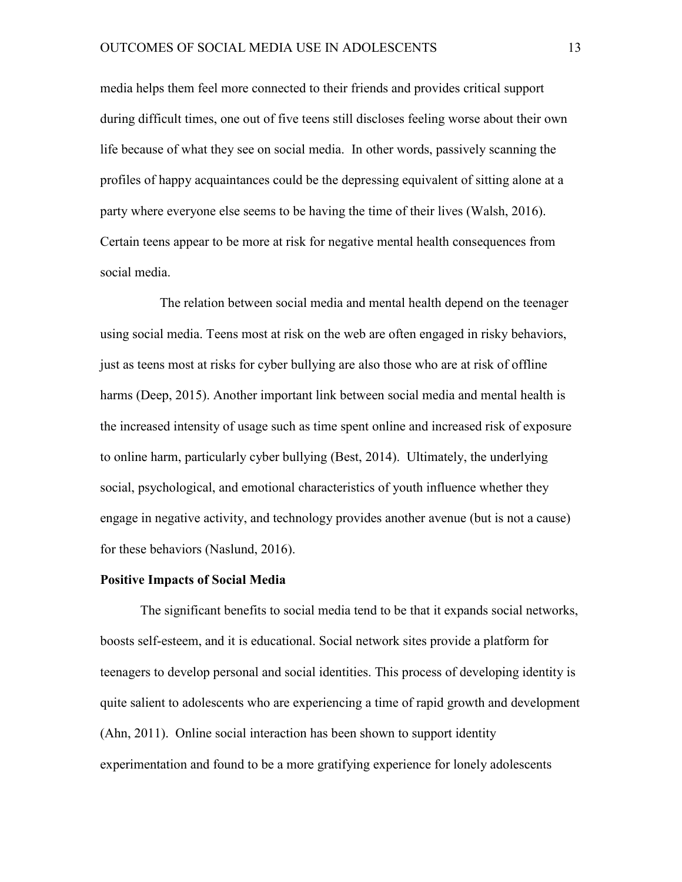media helps them feel more connected to their friends and provides critical support during difficult times, one out of five teens still discloses feeling worse about their own life because of what they see on social media. In other words, passively scanning the profiles of happy acquaintances could be the depressing equivalent of sitting alone at a party where everyone else seems to be having the time of their lives (Walsh, 2016). Certain teens appear to be more at risk for negative mental health consequences from social media.

The relation between social media and mental health depend on the teenager using social media. Teens most at risk on the web are often engaged in risky behaviors, just as teens most at risks for cyber bullying are also those who are at risk of offline harms (Deep, 2015). Another important link between social media and mental health is the increased intensity of usage such as time spent online and increased risk of exposure to online harm, particularly cyber bullying (Best, 2014). Ultimately, the underlying social, psychological, and emotional characteristics of youth influence whether they engage in negative activity, and technology provides another avenue (but is not a cause) for these behaviors (Naslund, 2016).

**Positive Impacts of Social Media**

The significant benefits to social media tend to be that it expands social networks, boosts self-esteem, and it is educational. Social network sites provide a platform for teenagers to develop personal and social identities. This process of developing identity is quite salient to adolescents who are experiencing a time of rapid growth and development (Ahn, 2011). Online social interaction has been shown to support identity experimentation and found to be a more gratifying experience for lonely adolescents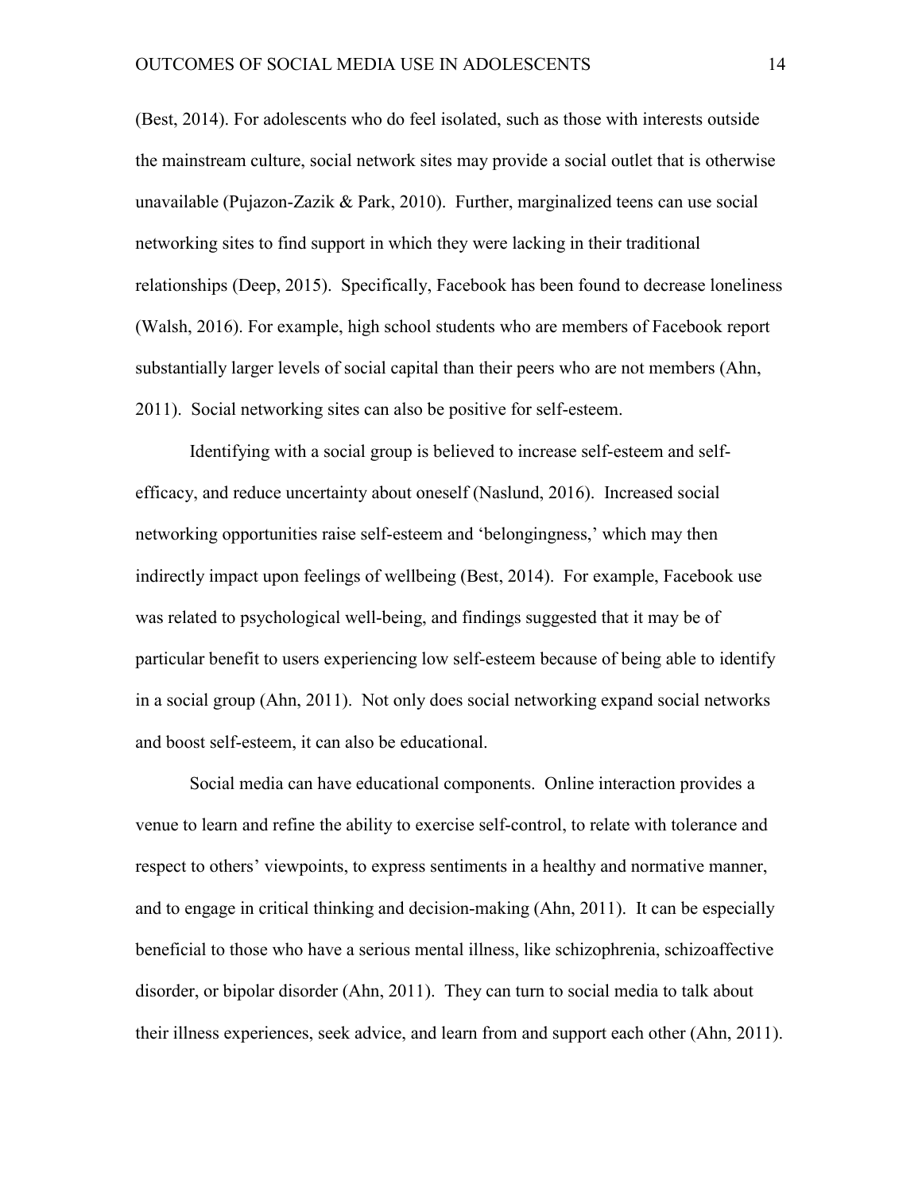(Best, 2014). For adolescents who do feel isolated, such as those with interests outside the mainstream culture, social network sites may provide a social outlet that is otherwise unavailable (Pujazon-Zazik & Park, 2010). Further, marginalized teens can use social networking sites to find support in which they were lacking in their traditional relationships (Deep, 2015). Specifically, Facebook has been found to decrease loneliness (Walsh, 2016). For example, high school students who are members of Facebook report substantially larger levels of social capital than their peers who are not members (Ahn, 2011). Social networking sites can also be positive for self-esteem.

Identifying with a social group is believed to increase self-esteem and self-efficacy, and reduce uncertainty about oneself (Naslund, 2016). Increased social networking opportunities raise self-esteem and 'belongingness,' which may then indirectly impact upon feelings of wellbeing (Best, 2014). For example, Facebook use was related to psychological well-being, and findings suggested that it may be of particular benefit to users experiencing low self-esteem because of being able to identify in a social group (Ahn, 2011). Not only does social networking expand social networks and boost self-esteem, it can also be educational.

Social media can have educational components. Online interaction provides a venue to learn and refine the ability to exercise self-control, to relate with tolerance and respect to others' viewpoints, to express sentiments in a healthy and normative manner, and to engage in critical thinking and decision-making (Ahn, 2011). It can be especially beneficial to those who have a serious mental illness, like schizophrenia, schizoaffective disorder, or bipolar disorder (Ahn, 2011). They can turn to social media to talk about their illness experiences, seek advice, and learn from and support each other (Ahn, 2011).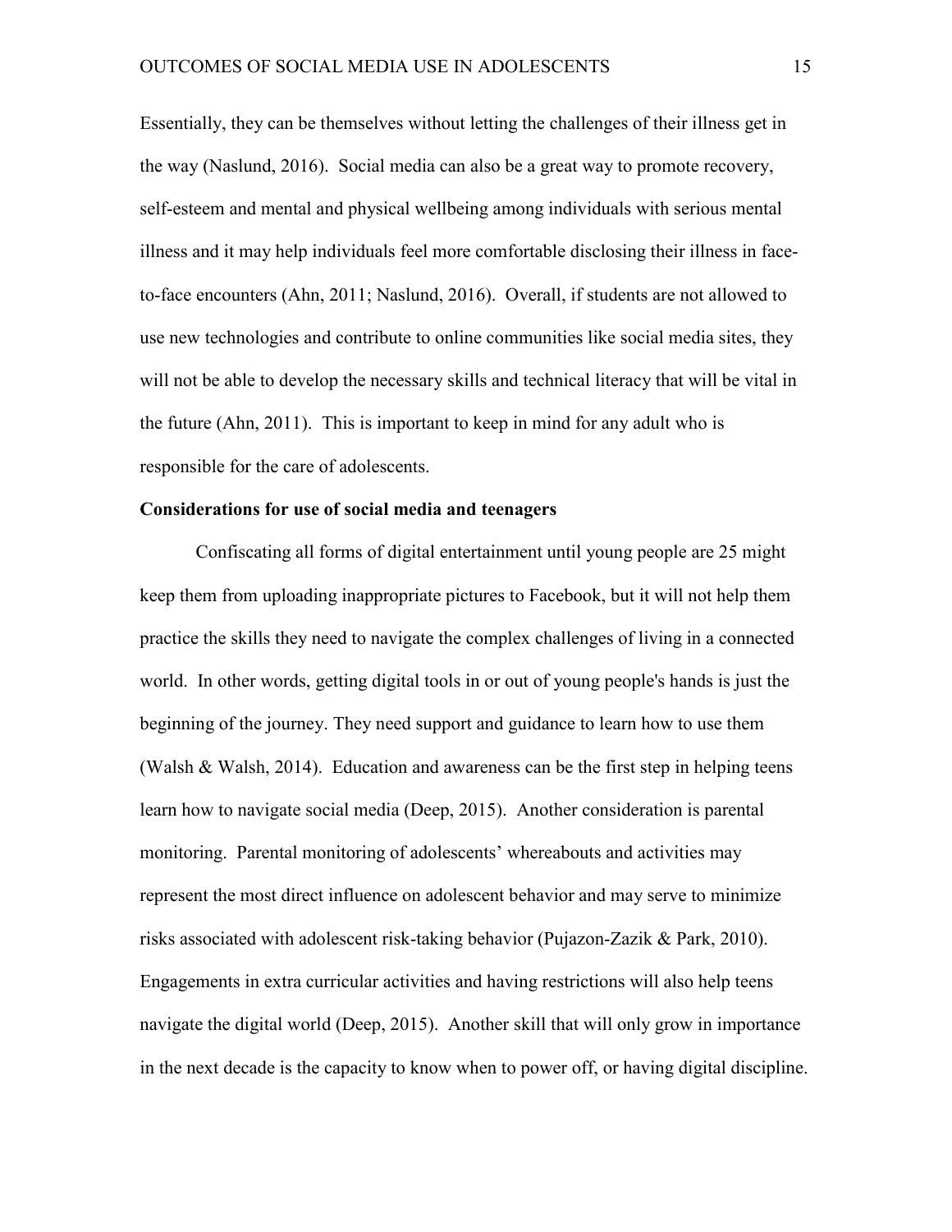Essentially, they can be themselves without letting the challenges of their illness get in the way (Naslund, 2016). Social media can also be a great way to promote recovery, self-esteem and mental and physical wellbeing among individuals with serious mental illness and it may help individuals feel more comfortable disclosing their illness in face-to-face encounters (Ahn, 2011; Naslund, 2016). Overall, if students are not allowed to use new technologies and contribute to online communities like social media sites, they will not be able to develop the necessary skills and technical literacy that will be vital in the future (Ahn, 2011). This is important to keep in mind for any adult who is responsible for the care of adolescents.

**Considerations for use of social media and teenagers**

Confiscating all forms of digital entertainment until young people are 25 might keep them from uploading inappropriate pictures to Facebook, but it will not help them practice the skills they need to navigate the complex challenges of living in a connected world. In other words, getting digital tools in or out of young people's hands is just the beginning of the journey. They need support and guidance to learn how to use them (Walsh & Walsh, 2014). Education and awareness can be the first step in helping teens learn how to navigate social media (Deep, 2015). Another consideration is parental monitoring. Parental monitoring of adolescents' whereabouts and activities may represent the most direct influence on adolescent behavior and may serve to minimize risks associated with adolescent risk-taking behavior (Pujazon-Zazik & Park, 2010). Engagements in extra curricular activities and having restrictions will also help teens navigate the digital world (Deep, 2015). Another skill that will only grow in importance in the next decade is the capacity to know when to power off, or having digital discipline.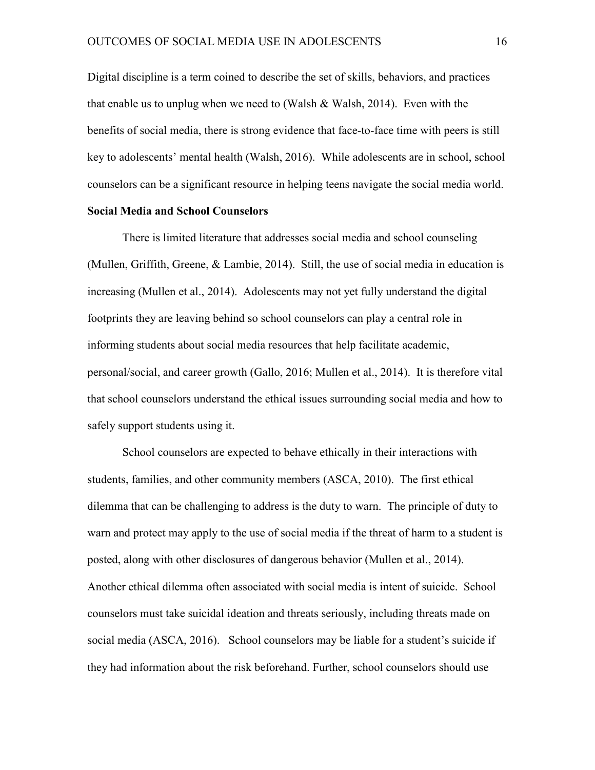Digital discipline is a term coined to describe the set of skills, behaviors, and practices that enable us to unplug when we need to (Walsh & Walsh, 2014). Even with the benefits of social media, there is strong evidence that face-to-face time with peers is still key to adolescents' mental health (Walsh, 2016). While adolescents are in school, school counselors can be a significant resource in helping teens navigate the social media world.

**Social Media and School Counselors**

There is limited literature that addresses social media and school counseling (Mullen, Griffith, Greene, & Lambie, 2014). Still, the use of social media in education is increasing (Mullen et al., 2014). Adolescents may not yet fully understand the digital footprints they are leaving behind so school counselors can play a central role in informing students about social media resources that help facilitate academic, personal/social, and career growth (Gallo, 2016; Mullen et al., 2014). It is therefore vital that school counselors understand the ethical issues surrounding social media and how to safely support students using it.

School counselors are expected to behave ethically in their interactions with students, families, and other community members (ASCA, 2010). The first ethical dilemma that can be challenging to address is the duty to warn. The principle of duty to warn and protect may apply to the use of social media if the threat of harm to a student is posted, along with other disclosures of dangerous behavior (Mullen et al., 2014). Another ethical dilemma often associated with social media is intent of suicide. School counselors must take suicidal ideation and threats seriously, including threats made on social media (ASCA, 2016). School counselors may be liable for a student's suicide if they had information about the risk beforehand. Further, school counselors should use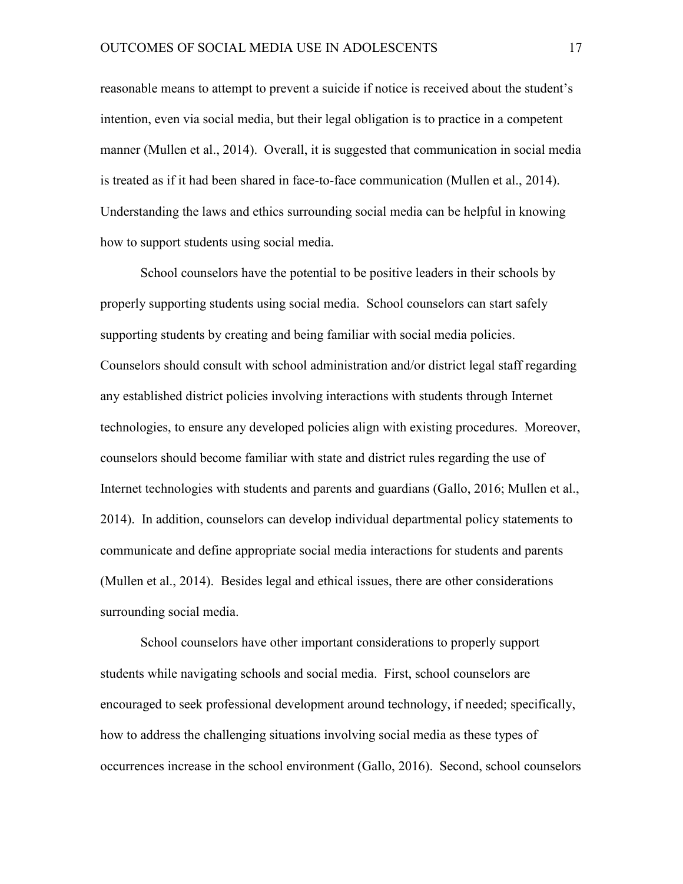reasonable means to attempt to prevent a suicide if notice is received about the student's intention, even via social media, but their legal obligation is to practice in a competent manner (Mullen et al., 2014). Overall, it is suggested that communication in social media is treated as if it had been shared in face-to-face communication (Mullen et al., 2014). Understanding the laws and ethics surrounding social media can be helpful in knowing how to support students using social media.

School counselors have the potential to be positive leaders in their schools by properly supporting students using social media. School counselors can start safely supporting students by creating and being familiar with social media policies. Counselors should consult with school administration and/or district legal staff regarding any established district policies involving interactions with students through Internet technologies, to ensure any developed policies align with existing procedures. Moreover, counselors should become familiar with state and district rules regarding the use of Internet technologies with students and parents and guardians (Gallo, 2016; Mullen et al., 2014). In addition, counselors can develop individual departmental policy statements to communicate and define appropriate social media interactions for students and parents (Mullen et al., 2014). Besides legal and ethical issues, there are other considerations surrounding social media.

School counselors have other important considerations to properly support students while navigating schools and social media. First, school counselors are encouraged to seek professional development around technology, if needed; specifically, how to address the challenging situations involving social media as these types of occurrences increase in the school environment (Gallo, 2016). Second, school counselors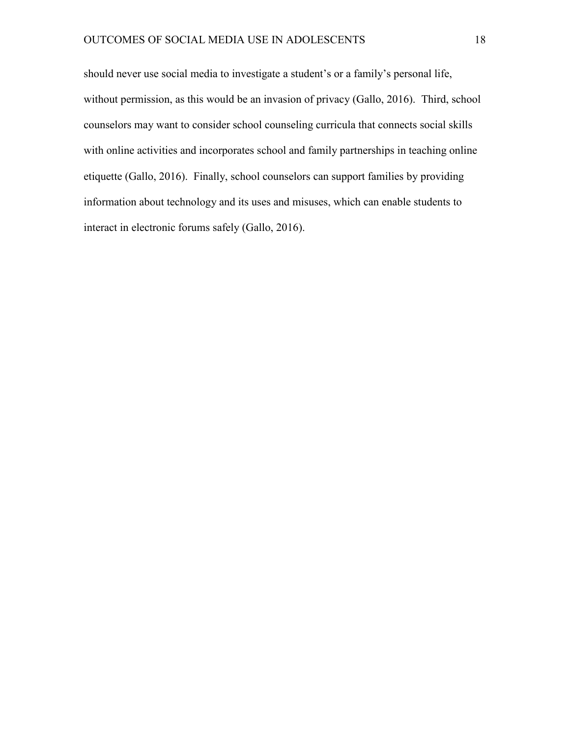should never use social media to investigate a student's or a family's personal life, without permission, as this would be an invasion of privacy (Gallo, 2016). Third, school counselors may want to consider school counseling curricula that connects social skills with online activities and incorporates school and family partnerships in teaching online etiquette (Gallo, 2016). Finally, school counselors can support families by providing information about technology and its uses and misuses, which can enable students to interact in electronic forums safely (Gallo, 2016).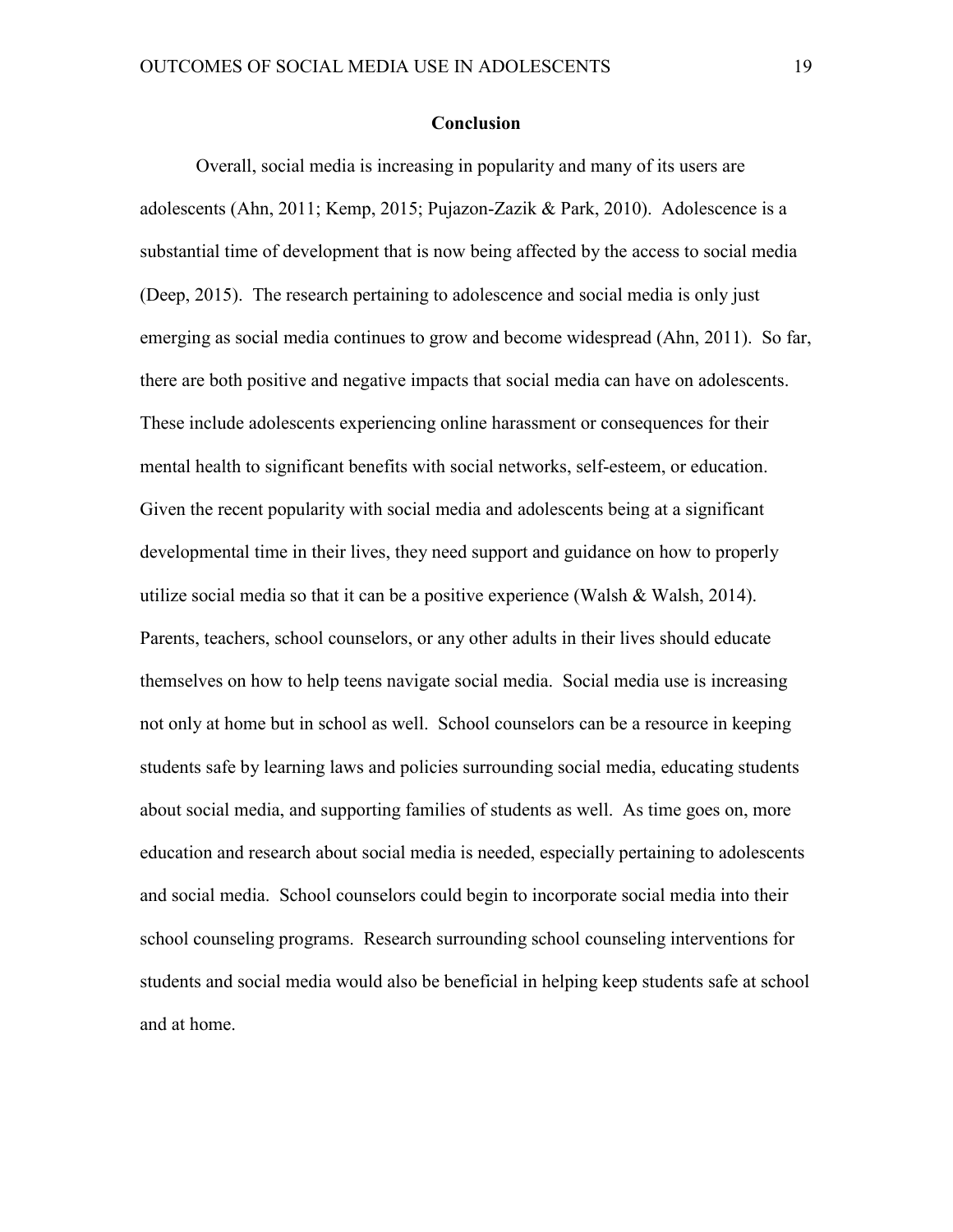## Conclusion

Overall, social media is increasing in popularity and many of its users are adolescents (Ahn, 2011; Kemp, 2015; Pujazon-Zazik & Park, 2010). Adolescence is a substantial time of development that is now being affected by the access to social media (Deep, 2015). The research pertaining to adolescence and social media is only just emerging as social media continues to grow and become widespread (Ahn, 2011). So far, there are both positive and negative impacts that social media can have on adolescents. These include adolescents experiencing online harassment or consequences for their mental health to significant benefits with social networks, self-esteem, or education. Given the recent popularity with social media and adolescents being at a significant developmental time in their lives, they need support and guidance on how to properly utilize social media so that it can be a positive experience (Walsh & Walsh, 2014). Parents, teachers, school counselors, or any other adults in their lives should educate themselves on how to help teens navigate social media. Social media use is increasing not only at home but in school as well. School counselors can be a resource in keeping students safe by learning laws and policies surrounding social media, educating students about social media, and supporting families of students as well. As time goes on, more education and research about social media is needed, especially pertaining to adolescents and social media. School counselors could begin to incorporate social media into their school counseling programs. Research surrounding school counseling interventions for students and social media would also be beneficial in helping keep students safe at school and at home.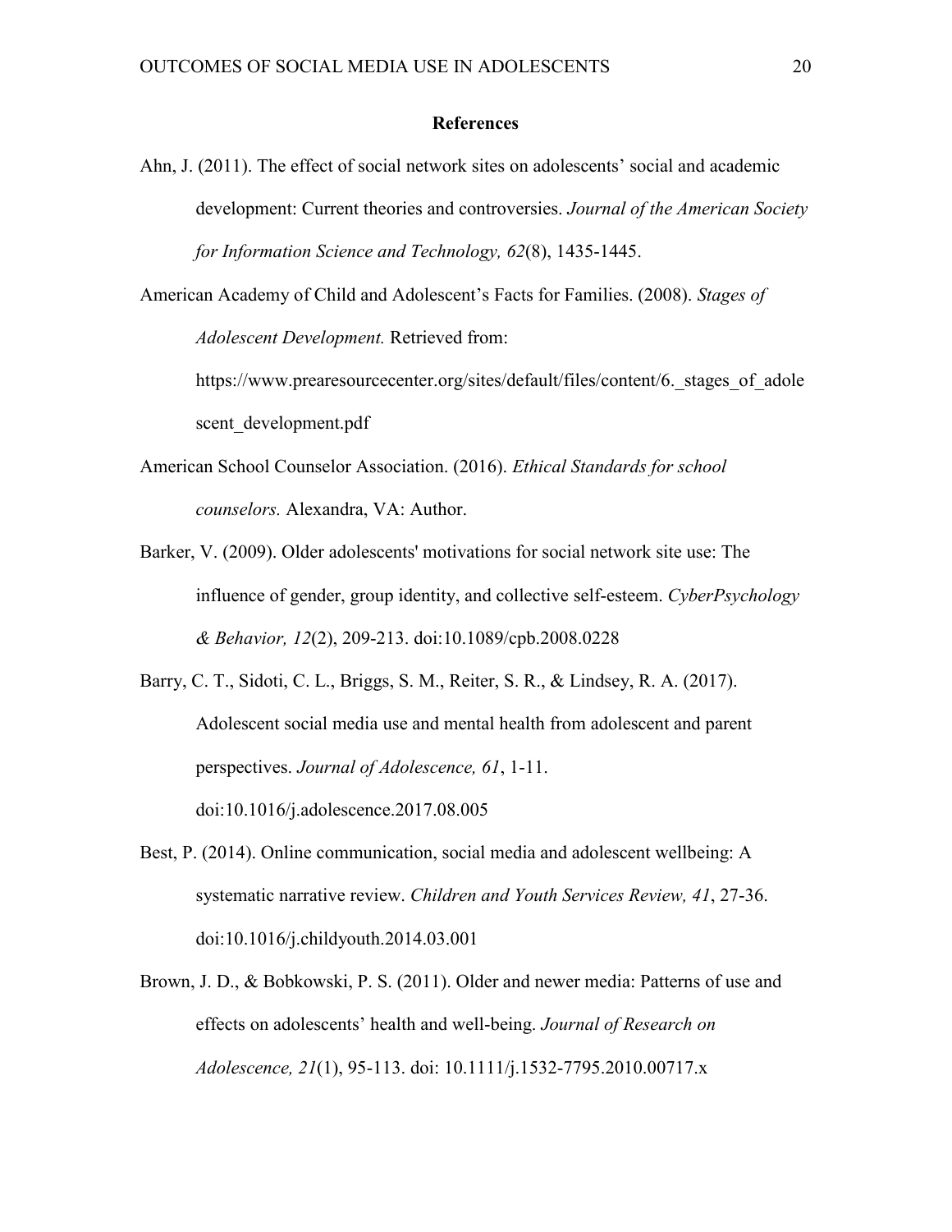## References

Ahn, J. (2011). The effect of social network sites on adolescents' social and academic development: Current theories and controversies. *Journal of the American Society for Information Science and Technology, 62*(8), 1435-1445.

American Academy of Child and Adolescent's Facts for Families. (2008). *Stages of Adolescent Development.* Retrieved from: https://www.prearesourcecenter.org/sites/default/files/content/6._stages_of_adolescent_development.pdf

American School Counselor Association. (2016). *Ethical Standards for school counselors.* Alexandra, VA: Author.

Barker, V. (2009). Older adolescents' motivations for social network site use: The influence of gender, group identity, and collective self-esteem. *CyberPsychology & Behavior, 12*(2), 209-213. doi:10.1089/cpb.2008.0228

Barry, C. T., Sidoti, C. L., Briggs, S. M., Reiter, S. R., & Lindsey, R. A. (2017). Adolescent social media use and mental health from adolescent and parent perspectives. *Journal of Adolescence, 61*, 1-11. doi:10.1016/j.adolescence.2017.08.005

Best, P. (2014). Online communication, social media and adolescent wellbeing: A systematic narrative review. *Children and Youth Services Review, 41*, 27-36. doi:10.1016/j.childyouth.2014.03.001

Brown, J. D., & Bobkowski, P. S. (2011). Older and newer media: Patterns of use and effects on adolescents' health and well-being. *Journal of Research on Adolescence, 21*(1), 95-113. doi: 10.1111/j.1532-7795.2010.00717.x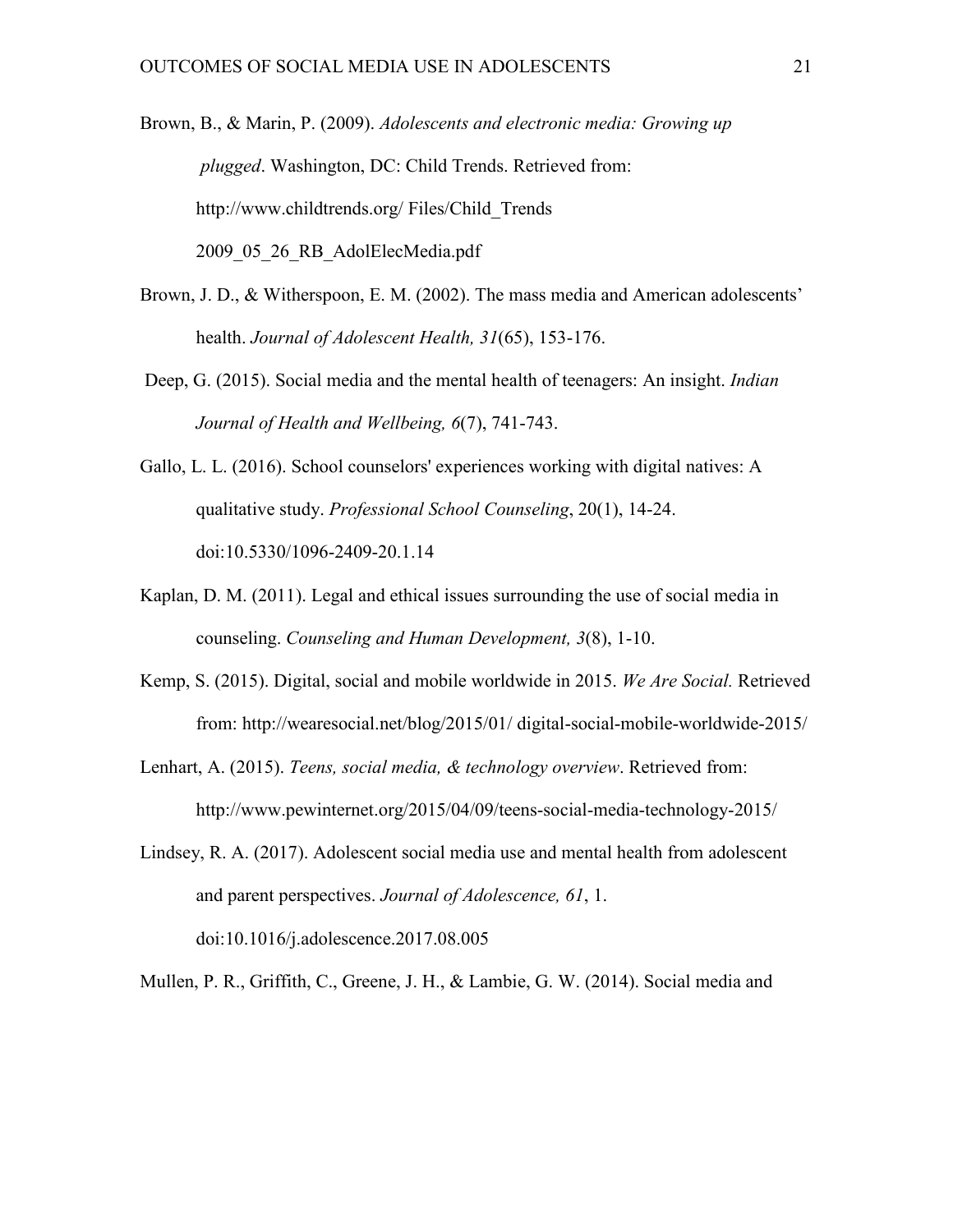Brown, B., & Marin, P. (2009). *Adolescents and electronic media: Growing up plugged*. Washington, DC: Child Trends. Retrieved from: http://www.childtrends.org/ Files/Child_Trends 2009_05_26_RB_AdolElecMedia.pdf

Brown, J. D., & Witherspoon, E. M. (2002). The mass media and American adolescents' health. *Journal of Adolescent Health, 31*(65), 153-176.

Deep, G. (2015). Social media and the mental health of teenagers: An insight. *Indian Journal of Health and Wellbeing, 6*(7), 741-743.

Gallo, L. L. (2016). School counselors' experiences working with digital natives: A qualitative study. *Professional School Counseling*, 20(1), 14-24. doi:10.5330/1096-2409-20.1.14

Kaplan, D. M. (2011). Legal and ethical issues surrounding the use of social media in counseling. *Counseling and Human Development, 3*(8), 1-10.

Kemp, S. (2015). Digital, social and mobile worldwide in 2015. *We Are Social.* Retrieved from: http://wearesocial.net/blog/2015/01/ digital-social-mobile-worldwide-2015/

Lenhart, A. (2015). *Teens, social media, & technology overview*. Retrieved from: http://www.pewinternet.org/2015/04/09/teens-social-media-technology-2015/

Lindsey, R. A. (2017). Adolescent social media use and mental health from adolescent and parent perspectives. *Journal of Adolescence, 61*, 1. doi:10.1016/j.adolescence.2017.08.005

Mullen, P. R., Griffith, C., Greene, J. H., & Lambie, G. W. (2014). Social media and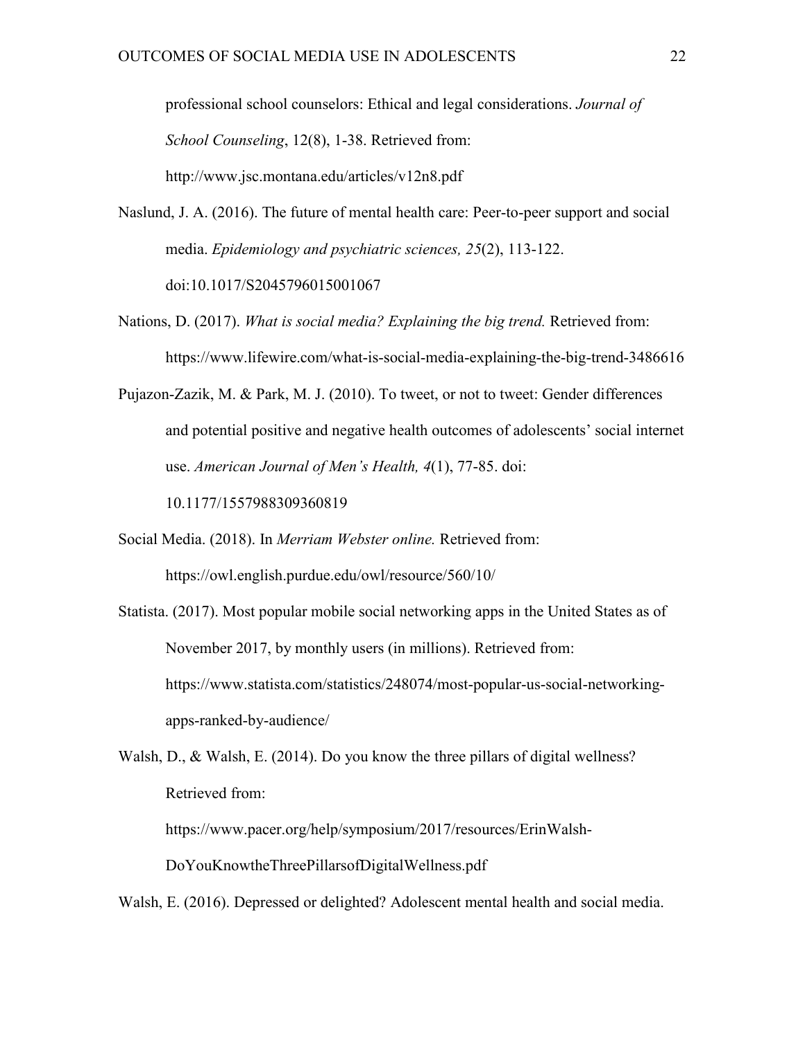professional school counselors: Ethical and legal considerations. *Journal of School Counseling*, 12(8), 1-38. Retrieved from: http://www.jsc.montana.edu/articles/v12n8.pdf

Naslund, J. A. (2016). The future of mental health care: Peer-to-peer support and social media. *Epidemiology and psychiatric sciences, 25*(2), 113-122. doi:10.1017/S2045796015001067

Nations, D. (2017). *What is social media? Explaining the big trend.* Retrieved from: https://www.lifewire.com/what-is-social-media-explaining-the-big-trend-3486616

Pujazon-Zazik, M. & Park, M. J. (2010). To tweet, or not to tweet: Gender differences and potential positive and negative health outcomes of adolescents' social internet use. *American Journal of Men's Health, 4*(1), 77-85. doi: 10.1177/1557988309360819

Social Media. (2018). In *Merriam Webster online.* Retrieved from: https://owl.english.purdue.edu/owl/resource/560/10/

Statista. (2017). Most popular mobile social networking apps in the United States as of November 2017, by monthly users (in millions). Retrieved from: https://www.statista.com/statistics/248074/most-popular-us-social-networking-apps-ranked-by-audience/

Walsh, D., & Walsh, E. (2014). Do you know the three pillars of digital wellness? Retrieved from: https://www.pacer.org/help/symposium/2017/resources/ErinWalsh-DoYouKnowtheThreePillarsofDigitalWellness.pdf

Walsh, E. (2016). Depressed or delighted? Adolescent mental health and social media.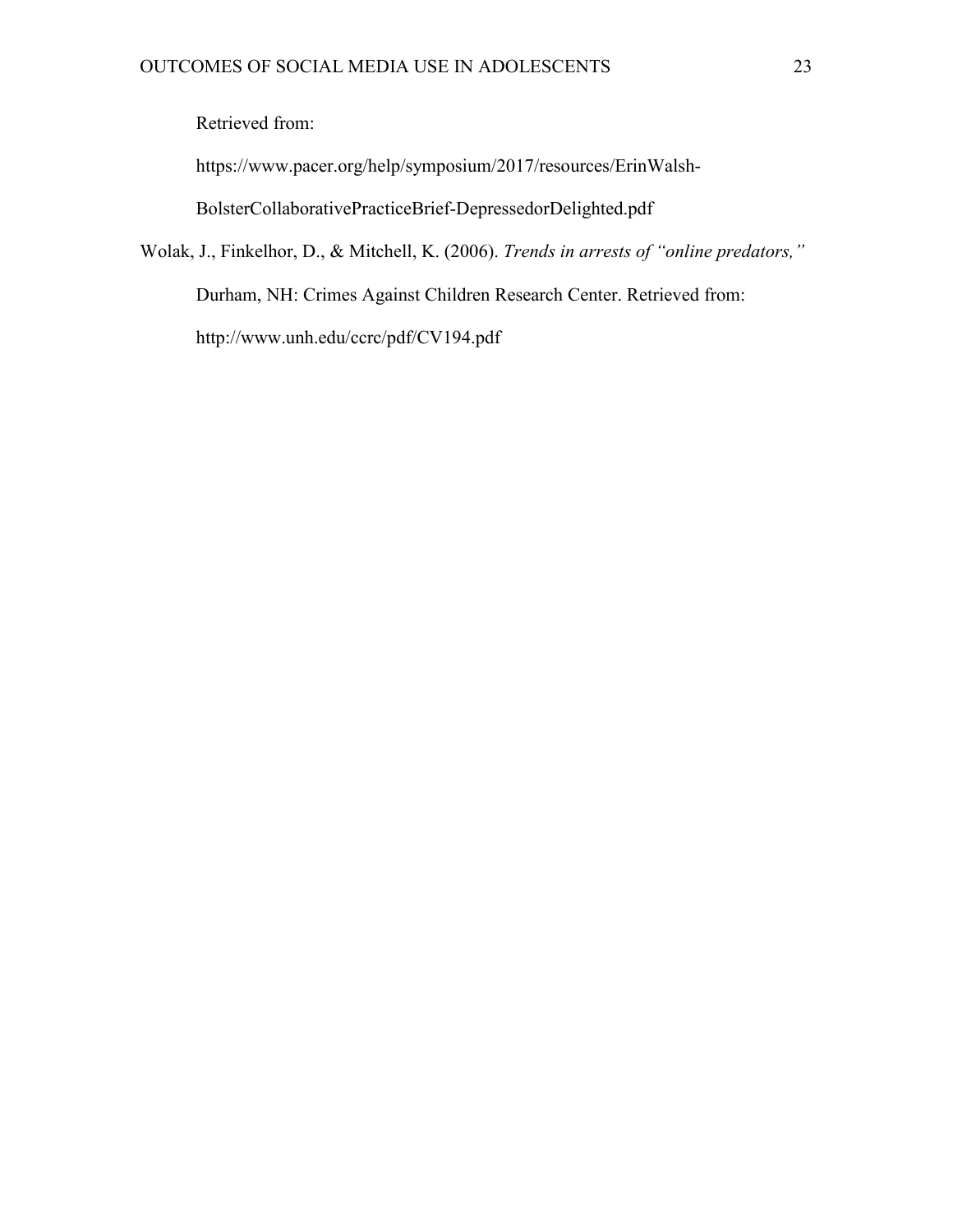Retrieved from: https://www.pacer.org/help/symposium/2017/resources/ErinWalsh-BolsterCollaborativePracticeBrief-DepressedorDelighted.pdf

Wolak, J., Finkelhor, D., & Mitchell, K. (2006). *Trends in arrests of "online predators,"* Durham, NH: Crimes Against Children Research Center. Retrieved from: http://www.unh.edu/ccrc/pdf/CV194.pdf